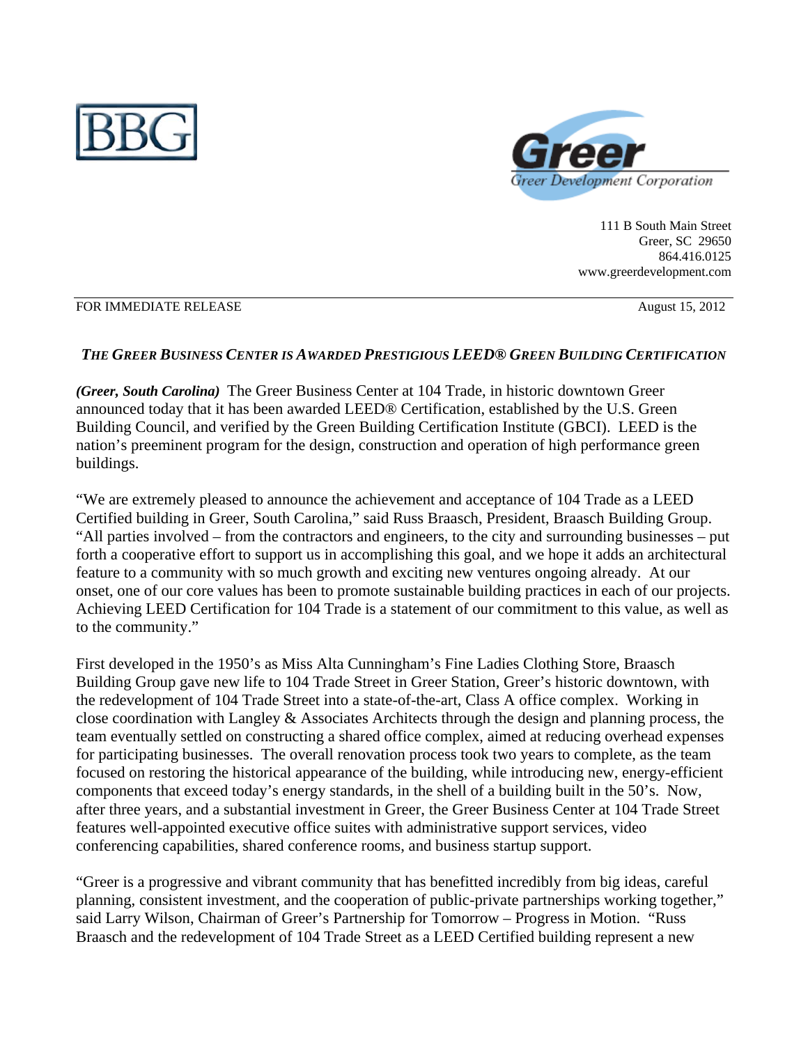BBG

Greer

Greer Development Corporation

111 B South Main Street
Greer, SC 29650
864.416.0125
www.greerdevelopment.com

FOR IMMEDIATE RELEASE August 15, 2012

## *THE GREER BUSINESS CENTER IS AWARDED PRESTIGIOUS LEED® GREEN BUILDING CERTIFICATION*

***(Greer, South Carolina)*** The Greer Business Center at 104 Trade, in historic downtown Greer announced today that it has been awarded LEED® Certification, established by the U.S. Green Building Council, and verified by the Green Building Certification Institute (GBCI). LEED is the nation's preeminent program for the design, construction and operation of high performance green buildings.

"We are extremely pleased to announce the achievement and acceptance of 104 Trade as a LEED Certified building in Greer, South Carolina," said Russ Braasch, President, Braasch Building Group. "All parties involved – from the contractors and engineers, to the city and surrounding businesses – put forth a cooperative effort to support us in accomplishing this goal, and we hope it adds an architectural feature to a community with so much growth and exciting new ventures ongoing already. At our onset, one of our core values has been to promote sustainable building practices in each of our projects. Achieving LEED Certification for 104 Trade is a statement of our commitment to this value, as well as to the community."

First developed in the 1950's as Miss Alta Cunningham's Fine Ladies Clothing Store, Braasch Building Group gave new life to 104 Trade Street in Greer Station, Greer's historic downtown, with the redevelopment of 104 Trade Street into a state-of-the-art, Class A office complex. Working in close coordination with Langley & Associates Architects through the design and planning process, the team eventually settled on constructing a shared office complex, aimed at reducing overhead expenses for participating businesses. The overall renovation process took two years to complete, as the team focused on restoring the historical appearance of the building, while introducing new, energy-efficient components that exceed today's energy standards, in the shell of a building built in the 50's. Now, after three years, and a substantial investment in Greer, the Greer Business Center at 104 Trade Street features well-appointed executive office suites with administrative support services, video conferencing capabilities, shared conference rooms, and business startup support.

"Greer is a progressive and vibrant community that has benefitted incredibly from big ideas, careful planning, consistent investment, and the cooperation of public-private partnerships working together," said Larry Wilson, Chairman of Greer's Partnership for Tomorrow – Progress in Motion. "Russ Braasch and the redevelopment of 104 Trade Street as a LEED Certified building represent a new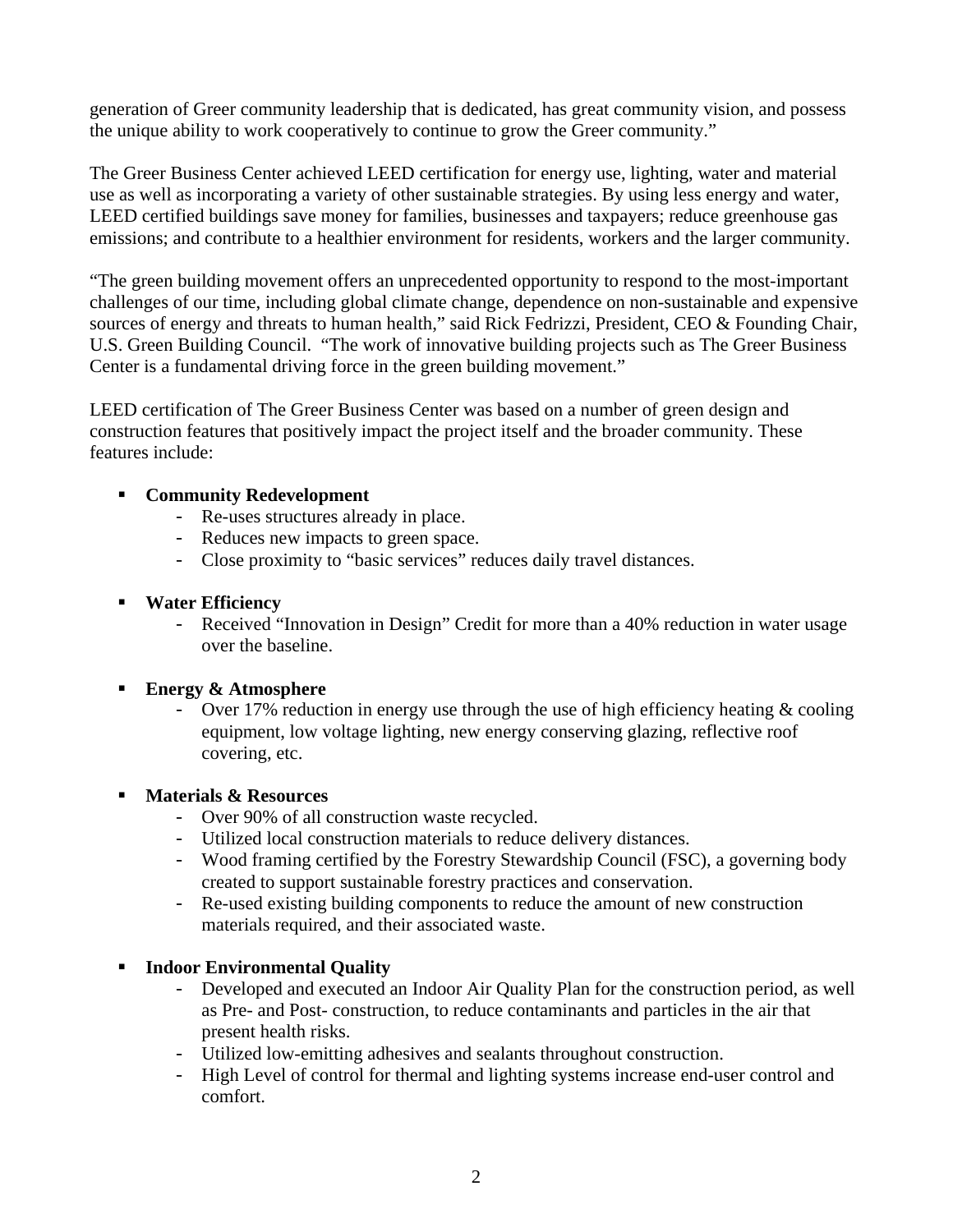generation of Greer community leadership that is dedicated, has great community vision, and possess the unique ability to work cooperatively to continue to grow the Greer community."

The Greer Business Center achieved LEED certification for energy use, lighting, water and material use as well as incorporating a variety of other sustainable strategies. By using less energy and water, LEED certified buildings save money for families, businesses and taxpayers; reduce greenhouse gas emissions; and contribute to a healthier environment for residents, workers and the larger community.

"The green building movement offers an unprecedented opportunity to respond to the most-important challenges of our time, including global climate change, dependence on non-sustainable and expensive sources of energy and threats to human health," said Rick Fedrizzi, President, CEO & Founding Chair, U.S. Green Building Council. "The work of innovative building projects such as The Greer Business Center is a fundamental driving force in the green building movement."

LEED certification of The Greer Business Center was based on a number of green design and construction features that positively impact the project itself and the broader community. These features include:

- **Community Redevelopment**
  - Re-uses structures already in place.
  - Reduces new impacts to green space.
  - Close proximity to "basic services" reduces daily travel distances.

- **Water Efficiency**
  - Received "Innovation in Design" Credit for more than a 40% reduction in water usage over the baseline.

- **Energy & Atmosphere**
  - Over 17% reduction in energy use through the use of high efficiency heating & cooling equipment, low voltage lighting, new energy conserving glazing, reflective roof covering, etc.

- **Materials & Resources**
  - Over 90% of all construction waste recycled.
  - Utilized local construction materials to reduce delivery distances.
  - Wood framing certified by the Forestry Stewardship Council (FSC), a governing body created to support sustainable forestry practices and conservation.
  - Re-used existing building components to reduce the amount of new construction materials required, and their associated waste.

- **Indoor Environmental Quality**
  - Developed and executed an Indoor Air Quality Plan for the construction period, as well as Pre- and Post- construction, to reduce contaminants and particles in the air that present health risks.
  - Utilized low-emitting adhesives and sealants throughout construction.
  - High Level of control for thermal and lighting systems increase end-user control and comfort.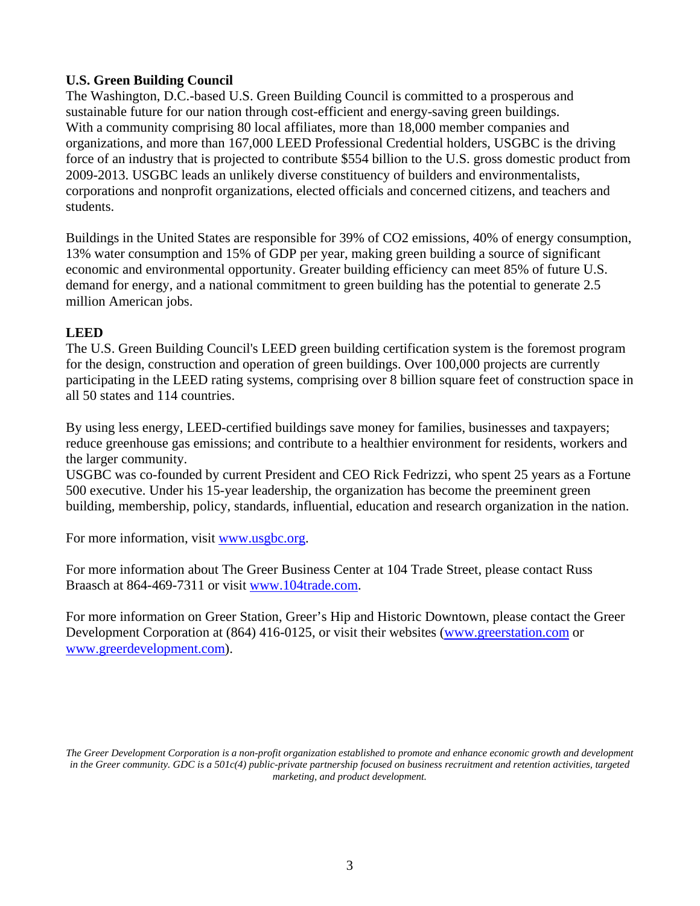**U.S. Green Building Council**

The Washington, D.C.-based U.S. Green Building Council is committed to a prosperous and sustainable future for our nation through cost-efficient and energy-saving green buildings. With a community comprising 80 local affiliates, more than 18,000 member companies and organizations, and more than 167,000 LEED Professional Credential holders, USGBC is the driving force of an industry that is projected to contribute $554 billion to the U.S. gross domestic product from 2009-2013. USGBC leads an unlikely diverse constituency of builders and environmentalists, corporations and nonprofit organizations, elected officials and concerned citizens, and teachers and students.

Buildings in the United States are responsible for 39% of $CO_2$ emissions, 40% of energy consumption, 13% water consumption and 15% of GDP per year, making green building a source of significant economic and environmental opportunity. Greater building efficiency can meet 85% of future U.S. demand for energy, and a national commitment to green building has the potential to generate 2.5 million American jobs.

**LEED**

The U.S. Green Building Council's LEED green building certification system is the foremost program for the design, construction and operation of green buildings. Over 100,000 projects are currently participating in the LEED rating systems, comprising over 8 billion square feet of construction space in all 50 states and 114 countries.

By using less energy, LEED-certified buildings save money for families, businesses and taxpayers; reduce greenhouse gas emissions; and contribute to a healthier environment for residents, workers and the larger community.

USGBC was co-founded by current President and CEO Rick Fedrizzi, who spent 25 years as a Fortune 500 executive. Under his 15-year leadership, the organization has become the preeminent green building, membership, policy, standards, influential, education and research organization in the nation.

For more information, visit www.usgbc.org.

For more information about The Greer Business Center at 104 Trade Street, please contact Russ Braasch at 864-469-7311 or visit www.104trade.com.

For more information on Greer Station, Greer's Hip and Historic Downtown, please contact the Greer Development Corporation at (864) 416-0125, or visit their websites (www.greerstation.com or www.greerdevelopment.com).

*The Greer Development Corporation is a non-profit organization established to promote and enhance economic growth and development in the Greer community. GDC is a 501c(4) public-private partnership focused on business recruitment and retention activities, targeted marketing, and product development.*